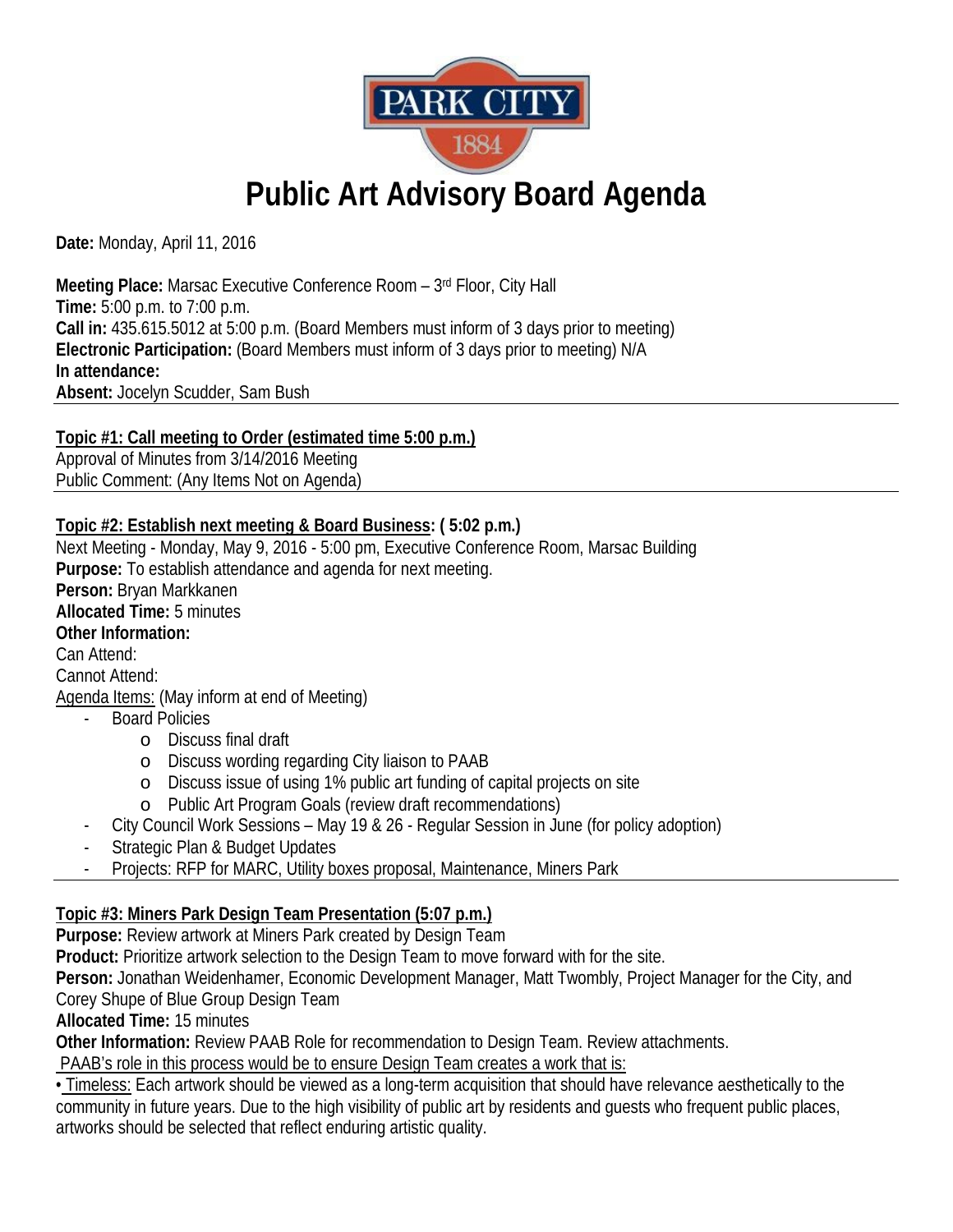# Public Art Advisory Board Agenda

**Date:** Monday, April 11, 2016

**Meeting Place:** Marsac Executive Conference Room – 3rd Floor, City Hall
**Time:** 5:00 p.m. to 7:00 p.m.
**Call in:** 435.615.5012 at 5:00 p.m. (Board Members must inform of 3 days prior to meeting)
**Electronic Participation:** (Board Members must inform of 3 days prior to meeting) N/A
**In attendance:**
**Absent:** Jocelyn Scudder, Sam Bush

---

**Topic #1: Call meeting to Order (estimated time 5:00 p.m.)**
Approval of Minutes from 3/14/2016 Meeting
Public Comment: (Any Items Not on Agenda)

---

**Topic #2: Establish next meeting & Board Business: ( 5:02 p.m.)**
Next Meeting - Monday, May 9, 2016 - 5:00 pm, Executive Conference Room, Marsac Building
**Purpose:** To establish attendance and agenda for next meeting.
**Person:** Bryan Markkanen
**Allocated Time:** 5 minutes
**Other Information:**
Can Attend:
Cannot Attend:
Agenda Items: (May inform at end of Meeting)

- Board Policies
  - Discuss final draft
  - Discuss wording regarding City liaison to PAAB
  - Discuss issue of using 1% public art funding of capital projects on site
  - Public Art Program Goals (review draft recommendations)
- City Council Work Sessions – May 19 & 26 - Regular Session in June (for policy adoption)
- Strategic Plan & Budget Updates
- Projects: RFP for MARC, Utility boxes proposal, Maintenance, Miners Park

---

**Topic #3: Miners Park Design Team Presentation (5:07 p.m.)**
**Purpose:** Review artwork at Miners Park created by Design Team
**Product:** Prioritize artwork selection to the Design Team to move forward with for the site.
**Person:** Jonathan Weidenhamer, Economic Development Manager, Matt Twombly, Project Manager for the City, and Corey Shupe of Blue Group Design Team
**Allocated Time:** 15 minutes
**Other Information:** Review PAAB Role for recommendation to Design Team. Review attachments.
PAAB's role in this process would be to ensure Design Team creates a work that is:
• Timeless: Each artwork should be viewed as a long-term acquisition that should have relevance aesthetically to the community in future years. Due to the high visibility of public art by residents and guests who frequent public places, artworks should be selected that reflect enduring artistic quality.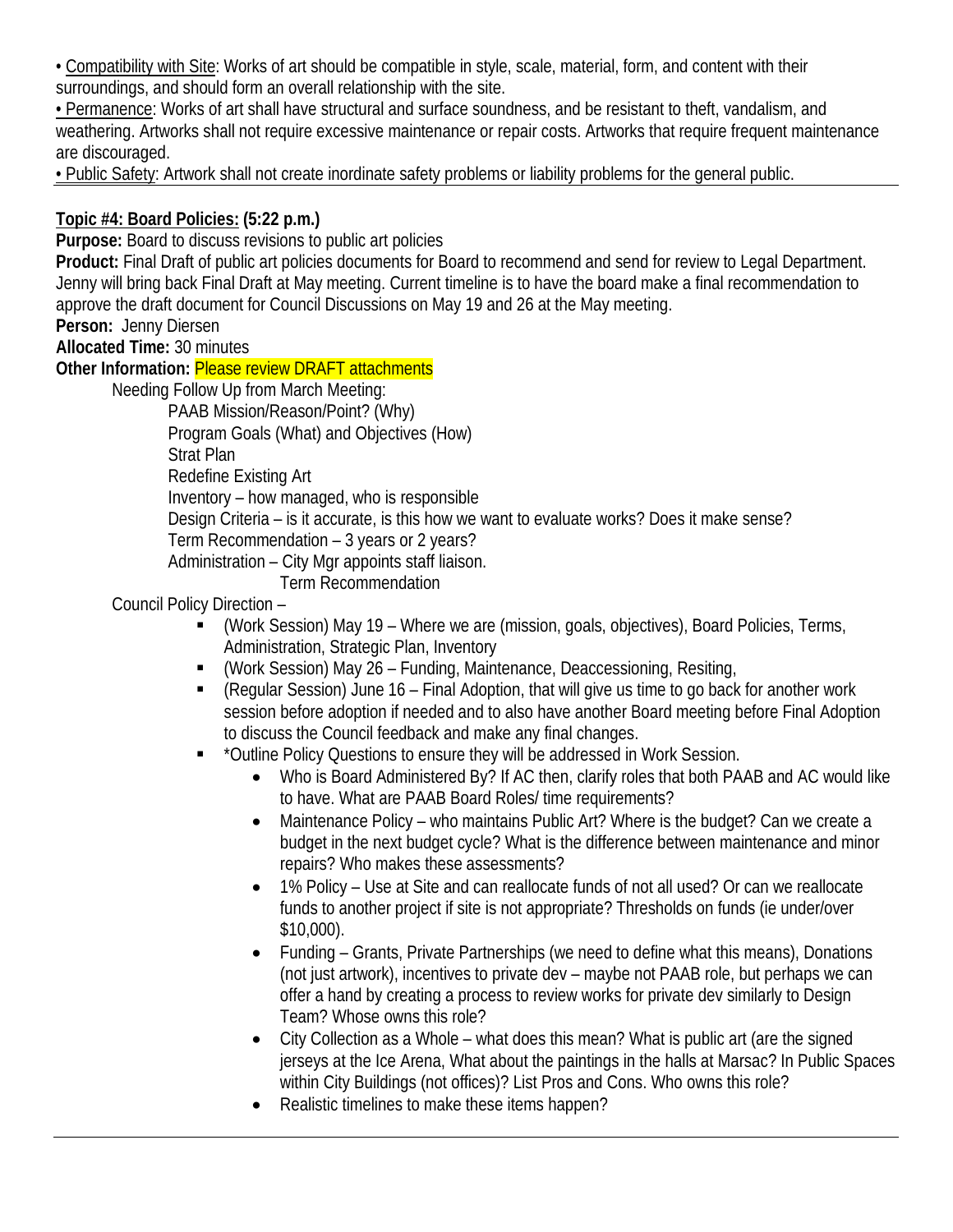• <u>Compatibility with Site</u>: Works of art should be compatible in style, scale, material, form, and content with their surroundings, and should form an overall relationship with the site.
• <u>Permanence</u>: Works of art shall have structural and surface soundness, and be resistant to theft, vandalism, and weathering. Artworks shall not require excessive maintenance or repair costs. Artworks that require frequent maintenance are discouraged.
• <u>Public Safety</u>: Artwork shall not create inordinate safety problems or liability problems for the general public.

---

**<u>Topic #4: Board Policies:</u> (5:22 p.m.)**

**Purpose:** Board to discuss revisions to public art policies

**Product:** Final Draft of public art policies documents for Board to recommend and send for review to Legal Department. Jenny will bring back Final Draft at May meeting. Current timeline is to have the board make a final recommendation to approve the draft document for Council Discussions on May 19 and 26 at the May meeting.

**Person:** Jenny Diersen

**Allocated Time:** 30 minutes

**Other Information:** Please review DRAFT attachments

Needing Follow Up from March Meeting:

- PAAB Mission/Reason/Point? (Why)
- Program Goals (What) and Objectives (How)
- Strat Plan
- Redefine Existing Art
- Inventory – how managed, who is responsible
- Design Criteria – is it accurate, is this how we want to evaluate works? Does it make sense?
- Term Recommendation – 3 years or 2 years?
- Administration – City Mgr appoints staff liaison.
  - Term Recommendation

Council Policy Direction –

- (Work Session) May 19 – Where we are (mission, goals, objectives), Board Policies, Terms, Administration, Strategic Plan, Inventory
- (Work Session) May 26 – Funding, Maintenance, Deaccessioning, Resiting,
- (Regular Session) June 16 – Final Adoption, that will give us time to go back for another work session before adoption if needed and to also have another Board meeting before Final Adoption to discuss the Council feedback and make any final changes.
- *Outline Policy Questions to ensure they will be addressed in Work Session.
  - Who is Board Administered By? If AC then, clarify roles that both PAAB and AC would like to have. What are PAAB Board Roles/ time requirements?
  - Maintenance Policy – who maintains Public Art? Where is the budget? Can we create a budget in the next budget cycle? What is the difference between maintenance and minor repairs? Who makes these assessments?
  - 1% Policy – Use at Site and can reallocate funds of not all used? Or can we reallocate funds to another project if site is not appropriate? Thresholds on funds (ie under/over $10,000).
  - Funding – Grants, Private Partnerships (we need to define what this means), Donations (not just artwork), incentives to private dev – maybe not PAAB role, but perhaps we can offer a hand by creating a process to review works for private dev similarly to Design Team? Whose owns this role?
  - City Collection as a Whole – what does this mean? What is public art (are the signed jerseys at the Ice Arena, What about the paintings in the halls at Marsac? In Public Spaces within City Buildings (not offices)? List Pros and Cons. Who owns this role?
  - Realistic timelines to make these items happen?

---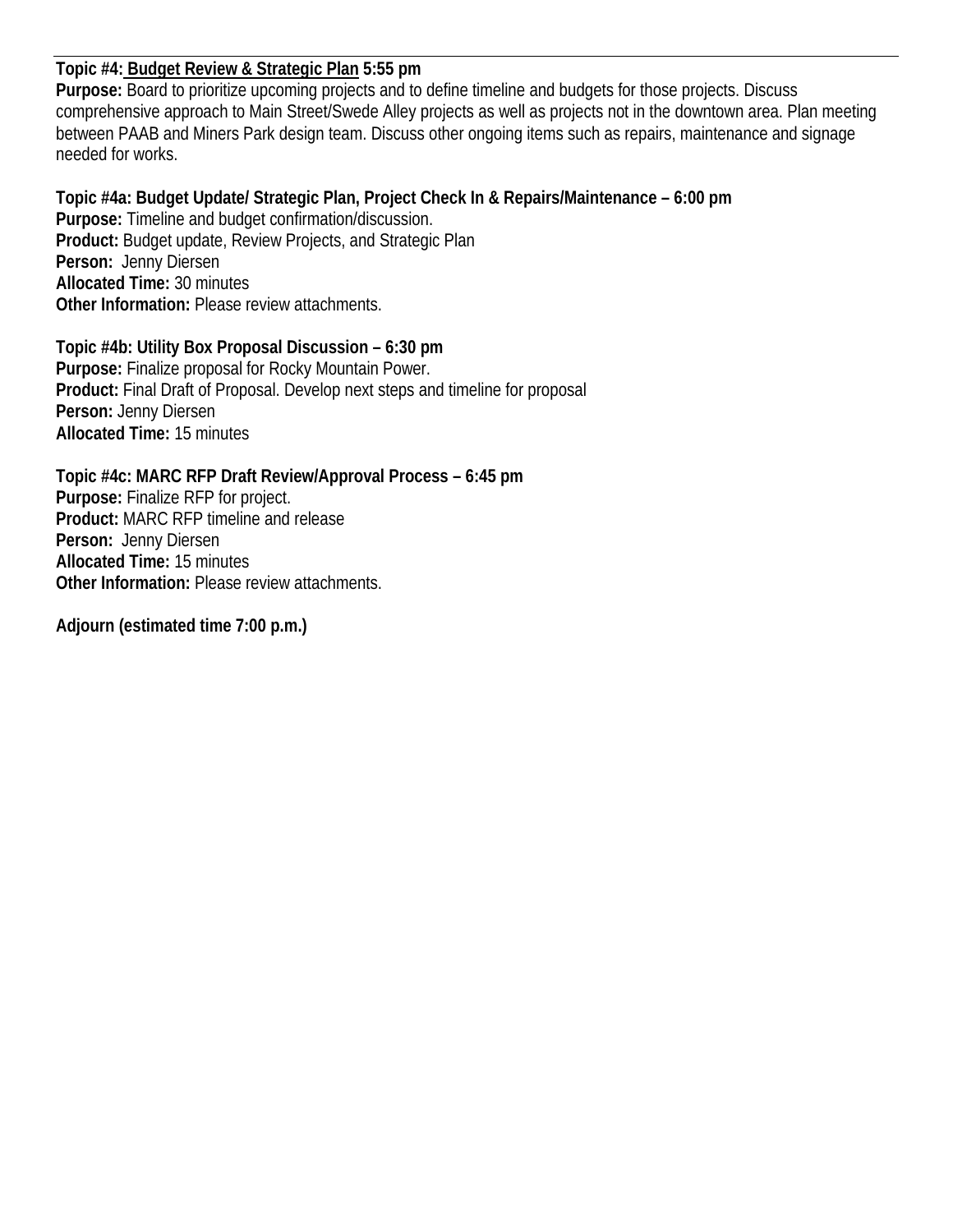**Topic #4: Budget Review & Strategic Plan 5:55 pm**
**Purpose:** Board to prioritize upcoming projects and to define timeline and budgets for those projects. Discuss comprehensive approach to Main Street/Swede Alley projects as well as projects not in the downtown area. Plan meeting between PAAB and Miners Park design team. Discuss other ongoing items such as repairs, maintenance and signage needed for works.

**Topic #4a: Budget Update/ Strategic Plan, Project Check In & Repairs/Maintenance – 6:00 pm**
**Purpose:** Timeline and budget confirmation/discussion.
**Product:** Budget update, Review Projects, and Strategic Plan
**Person:** Jenny Diersen
**Allocated Time:** 30 minutes
**Other Information:** Please review attachments.

**Topic #4b: Utility Box Proposal Discussion – 6:30 pm**
**Purpose:** Finalize proposal for Rocky Mountain Power.
**Product:** Final Draft of Proposal. Develop next steps and timeline for proposal
**Person:** Jenny Diersen
**Allocated Time:** 15 minutes

**Topic #4c: MARC RFP Draft Review/Approval Process – 6:45 pm**
**Purpose:** Finalize RFP for project.
**Product:** MARC RFP timeline and release
**Person:** Jenny Diersen
**Allocated Time:** 15 minutes
**Other Information:** Please review attachments.

**Adjourn (estimated time 7:00 p.m.)**